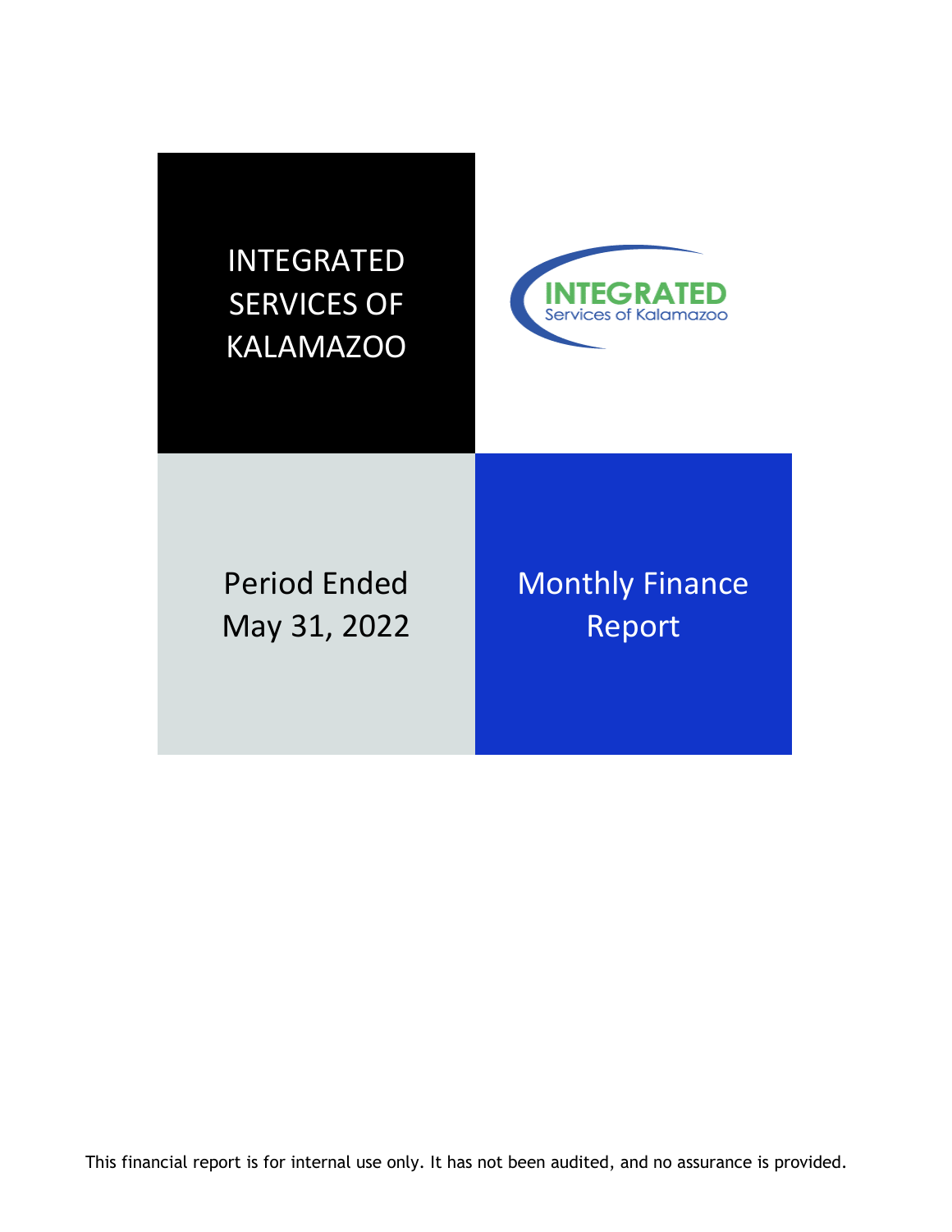# INTEGRATED SERVICES OF KALAMAZOO

INTEGRATED
Services of Kalamazoo

## Period Ended May 31, 2022

## Monthly Finance Report

This financial report is for internal use only. It has not been audited, and no assurance is provided.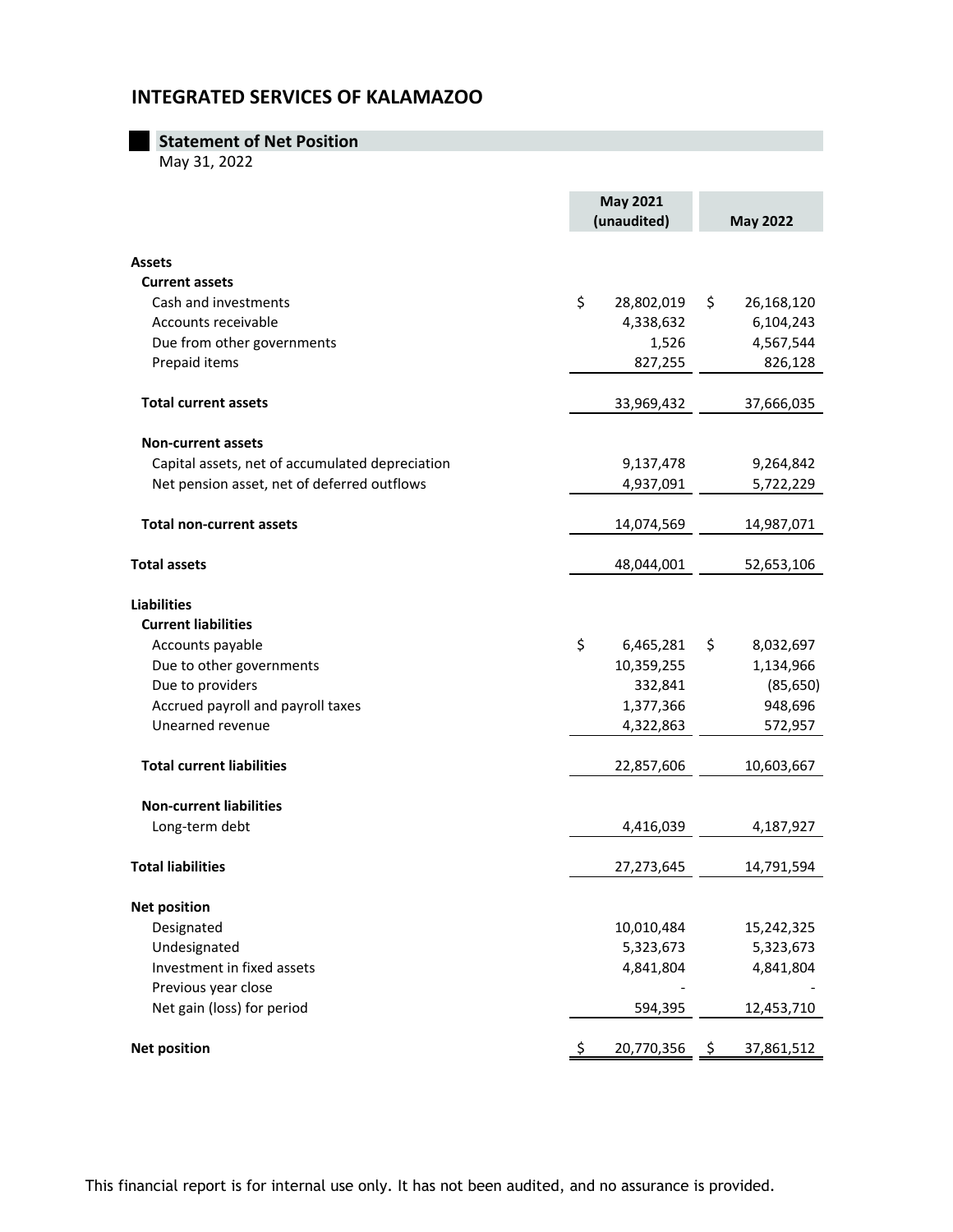## INTEGRATED SERVICES OF KALAMAZOO

### Statement of Net Position

May 31, 2022

| | May 2021 (unaudited) | May 2022 |
|---|---|---|
| **Assets** | | |
| **Current assets** | | |
| Cash and investments | $ 28,802,019 | $ 26,168,120 |
| Accounts receivable | 4,338,632 | 6,104,243 |
| Due from other governments | 1,526 | 4,567,544 |
| Prepaid items | 827,255 | 826,128 |
| **Total current assets** | 33,969,432 | 37,666,035 |
| **Non-current assets** | | |
| Capital assets, net of accumulated depreciation | 9,137,478 | 9,264,842 |
| Net pension asset, net of deferred outflows | 4,937,091 | 5,722,229 |
| **Total non-current assets** | 14,074,569 | 14,987,071 |
| **Total assets** | 48,044,001 | 52,653,106 |
| **Liabilities** | | |
| **Current liabilities** | | |
| Accounts payable | $ 6,465,281 | $ 8,032,697 |
| Due to other governments | 10,359,255 | 1,134,966 |
| Due to providers | 332,841 | (85,650) |
| Accrued payroll and payroll taxes | 1,377,366 | 948,696 |
| Unearned revenue | 4,322,863 | 572,957 |
| **Total current liabilities** | 22,857,606 | 10,603,667 |
| **Non-current liabilities** | | |
| Long-term debt | 4,416,039 | 4,187,927 |
| **Total liabilities** | 27,273,645 | 14,791,594 |
| **Net position** | | |
| Designated | 10,010,484 | 15,242,325 |
| Undesignated | 5,323,673 | 5,323,673 |
| Investment in fixed assets | 4,841,804 | 4,841,804 |
| Previous year close | - | - |
| Net gain (loss) for period | 594,395 | 12,453,710 |
| **Net position** | $ 20,770,356 | $ 37,861,512 |

This financial report is for internal use only. It has not been audited, and no assurance is provided.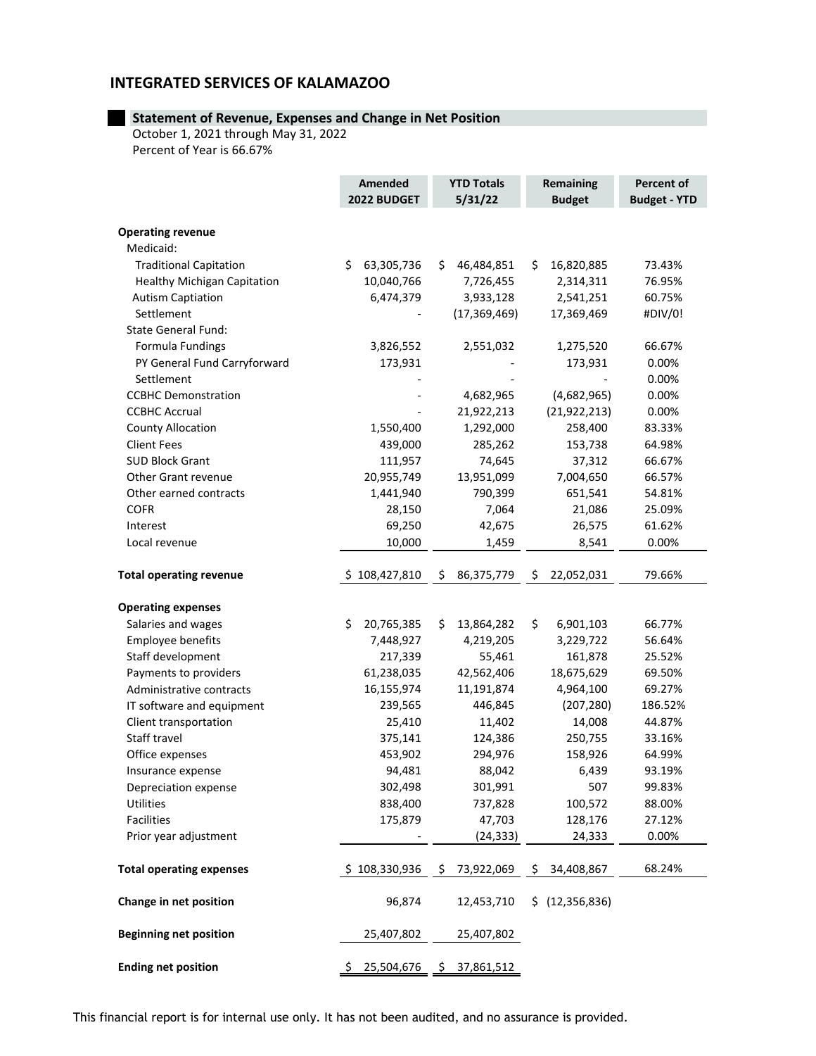# INTEGRATED SERVICES OF KALAMAZOO

## Statement of Revenue, Expenses and Change in Net Position

October 1, 2021 through May 31, 2022
Percent of Year is 66.67%

| | Amended 2022 BUDGET | YTD Totals 5/31/22 | Remaining Budget | Percent of Budget - YTD |
|---|---|---|---|---|
| **Operating revenue** | | | | |
| Medicaid: | | | | |
| Traditional Capitation | $ 63,305,736 | $ 46,484,851 | $ 16,820,885 | 73.43% |
| Healthy Michigan Capitation | 10,040,766 | 7,726,455 | 2,314,311 | 76.95% |
| Autism Captiation | 6,474,379 | 3,933,128 | 2,541,251 | 60.75% |
| Settlement | - | (17,369,469) | 17,369,469 | #DIV/0! |
| State General Fund: | | | | |
| Formula Fundings | 3,826,552 | 2,551,032 | 1,275,520 | 66.67% |
| PY General Fund Carryforward | 173,931 | - | 173,931 | 0.00% |
| Settlement | - | - | - | 0.00% |
| CCBHC Demonstration | - | 4,682,965 | (4,682,965) | 0.00% |
| CCBHC Accrual | - | 21,922,213 | (21,922,213) | 0.00% |
| County Allocation | 1,550,400 | 1,292,000 | 258,400 | 83.33% |
| Client Fees | 439,000 | 285,262 | 153,738 | 64.98% |
| SUD Block Grant | 111,957 | 74,645 | 37,312 | 66.67% |
| Other Grant revenue | 20,955,749 | 13,951,099 | 7,004,650 | 66.57% |
| Other earned contracts | 1,441,940 | 790,399 | 651,541 | 54.81% |
| COFR | 28,150 | 7,064 | 21,086 | 25.09% |
| Interest | 69,250 | 42,675 | 26,575 | 61.62% |
| Local revenue | 10,000 | 1,459 | 8,541 | 0.00% |
| **Total operating revenue** | $ 108,427,810 | $ 86,375,779 | $ 22,052,031 | 79.66% |
| **Operating expenses** | | | | |
| Salaries and wages | $ 20,765,385 | $ 13,864,282 | $ 6,901,103 | 66.77% |
| Employee benefits | 7,448,927 | 4,219,205 | 3,229,722 | 56.64% |
| Staff development | 217,339 | 55,461 | 161,878 | 25.52% |
| Payments to providers | 61,238,035 | 42,562,406 | 18,675,629 | 69.50% |
| Administrative contracts | 16,155,974 | 11,191,874 | 4,964,100 | 69.27% |
| IT software and equipment | 239,565 | 446,845 | (207,280) | 186.52% |
| Client transportation | 25,410 | 11,402 | 14,008 | 44.87% |
| Staff travel | 375,141 | 124,386 | 250,755 | 33.16% |
| Office expenses | 453,902 | 294,976 | 158,926 | 64.99% |
| Insurance expense | 94,481 | 88,042 | 6,439 | 93.19% |
| Depreciation expense | 302,498 | 301,991 | 507 | 99.83% |
| Utilities | 838,400 | 737,828 | 100,572 | 88.00% |
| Facilities | 175,879 | 47,703 | 128,176 | 27.12% |
| Prior year adjustment | - | (24,333) | 24,333 | 0.00% |
| **Total operating expenses** | $ 108,330,936 | $ 73,922,069 | $ 34,408,867 | 68.24% |
| **Change in net position** | 96,874 | 12,453,710 | $ (12,356,836) | |
| **Beginning net position** | 25,407,802 | 25,407,802 | | |
| **Ending net position** | $ 25,504,676 | $ 37,861,512 | | |

This financial report is for internal use only. It has not been audited, and no assurance is provided.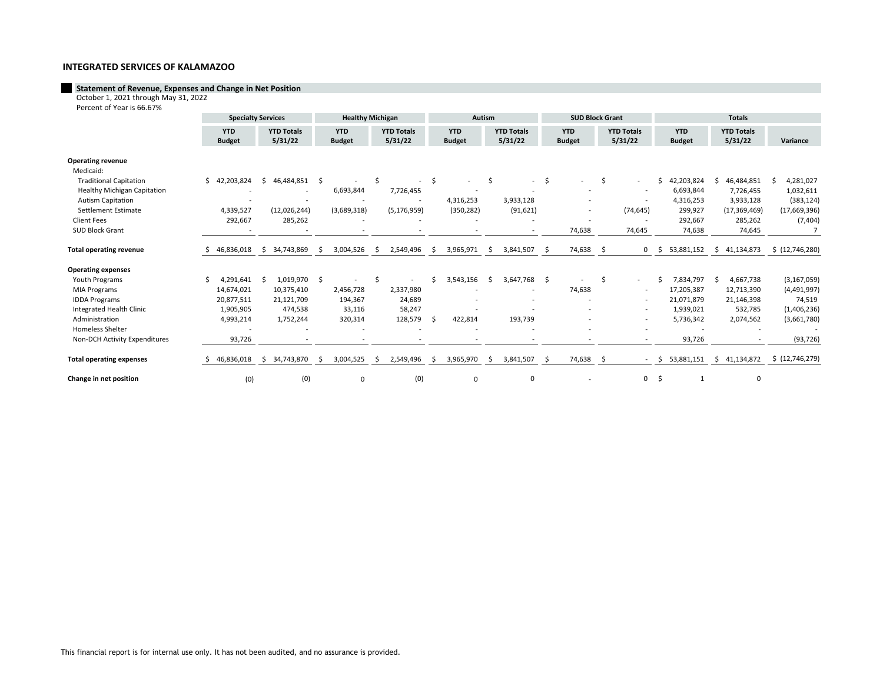## INTEGRATED SERVICES OF KALAMAZOO

### Statement of Revenue, Expenses and Change in Net Position

October 1, 2021 through May 31, 2022
Percent of Year is 66.67%

| | Specialty Services | | Healthy Michigan | | Autism | | SUD Block Grant | | Totals | | |
|---|---|---|---|---|---|---|---|---|---|---|---|
| | YTD Budget | YTD Totals 5/31/22 | YTD Budget | YTD Totals 5/31/22 | YTD Budget | YTD Totals 5/31/22 | YTD Budget | YTD Totals 5/31/22 | YTD Budget | YTD Totals 5/31/22 | Variance |
| **Operating revenue** | | | | | | | | | | | |
| Medicaid: | | | | | | | | | | | |
| Traditional Capitation | $ 42,203,824 | $ 46,484,851 | $ - | $ - | $ - | $ - | $ - | $ - | $ 42,203,824 | $ 46,484,851 | $ 4,281,027 |
| Healthy Michigan Capitation | - | - | 6,693,844 | 7,726,455 | - | - | - | - | 6,693,844 | 7,726,455 | 1,032,611 |
| Autism Capitation | - | - | - | - | 4,316,253 | 3,933,128 | - | - | 4,316,253 | 3,933,128 | (383,124) |
| Settlement Estimate | 4,339,527 | (12,026,244) | (3,689,318) | (5,176,959) | (350,282) | (91,621) | - | (74,645) | 299,927 | (17,369,469) | (17,669,396) |
| Client Fees | 292,667 | 285,262 | - | - | - | - | - | - | 292,667 | 285,262 | (7,404) |
| SUD Block Grant | - | - | - | - | - | - | 74,638 | 74,645 | 74,638 | 74,645 | 7 |
| **Total operating revenue** | $ 46,836,018 | $ 34,743,869 | $ 3,004,526 | $ 2,549,496 | $ 3,965,971 | $ 3,841,507 | $ 74,638 | $ 0 | $ 53,881,152 | $ 41,134,873 | $ (12,746,280) |
| **Operating expenses** | | | | | | | | | | | |
| Youth Programs | $ 4,291,641 | $ 1,019,970 | $ - | $ - | $ 3,543,156 | $ 3,647,768 | $ - | $ - | $ 7,834,797 | $ 4,667,738 | (3,167,059) |
| MIA Programs | 14,674,021 | 10,375,410 | 2,456,728 | 2,337,980 | - | - | 74,638 | - | 17,205,387 | 12,713,390 | (4,491,997) |
| IDDA Programs | 20,877,511 | 21,121,709 | 194,367 | 24,689 | - | - | - | - | 21,071,879 | 21,146,398 | 74,519 |
| Integrated Health Clinic | 1,905,905 | 474,538 | 33,116 | 58,247 | - | - | - | - | 1,939,021 | 532,785 | (1,406,236) |
| Administration | 4,993,214 | 1,752,244 | 320,314 | 128,579 | $ 422,814 | 193,739 | - | - | 5,736,342 | 2,074,562 | (3,661,780) |
| Homeless Shelter | - | - | - | - | - | - | - | - | - | - | - |
| Non-DCH Activity Expenditures | 93,726 | - | - | - | - | - | - | - | 93,726 | - | (93,726) |
| **Total operating expenses** | $ 46,836,018 | $ 34,743,870 | $ 3,004,525 | $ 2,549,496 | $ 3,965,970 | $ 3,841,507 | $ 74,638 | $ - | $ 53,881,151 | $ 41,134,872 | $ (12,746,279) |
| **Change in net position** | (0) | (0) | 0 | (0) | 0 | 0 | - | 0 | $ 1 | 0 | |

This financial report is for internal use only. It has not been audited, and no assurance is provided.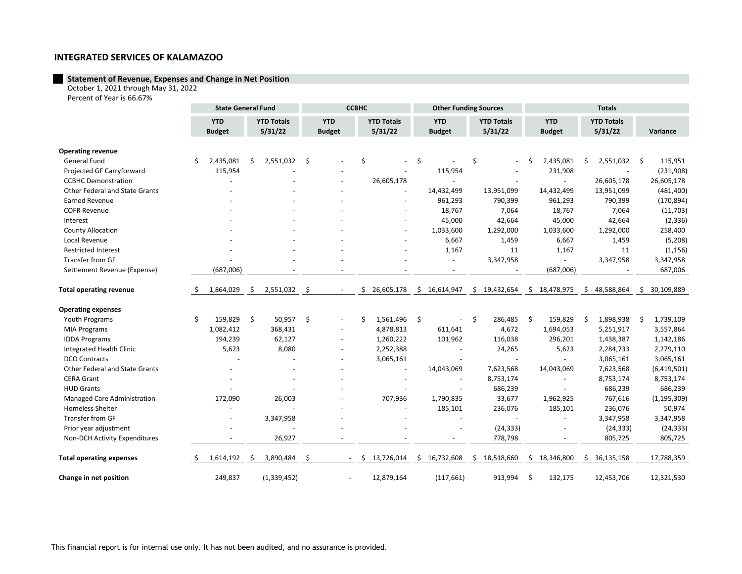## INTEGRATED SERVICES OF KALAMAZOO

### Statement of Revenue, Expenses and Change in Net Position

October 1, 2021 through May 31, 2022

Percent of Year is 66.67%

| | State General Fund | | CCBHC | | Other Funding Sources | | Totals | | |
|---|---|---|---|---|---|---|---|---|---|
| | YTD Budget | YTD Totals 5/31/22 | YTD Budget | YTD Totals 5/31/22 | YTD Budget | YTD Totals 5/31/22 | YTD Budget | YTD Totals 5/31/22 | Variance |
| **Operating revenue** | | | | | | | | | |
| General Fund | $ 2,435,081 | $ 2,551,032 | $ - | $ - | $ - | $ - | $ 2,435,081 | $ 2,551,032 | $ 115,951 |
| Projected GF Carryforward | 115,954 | - | - | - | 115,954 | - | 231,908 | - | (231,908) |
| CCBHC Demonstration | - | - | - | 26,605,178 | - | - | - | 26,605,178 | 26,605,178 |
| Other Federal and State Grants | - | - | - | - | 14,432,499 | 13,951,099 | 14,432,499 | 13,951,099 | (481,400) |
| Earned Revenue | - | - | - | - | 961,293 | 790,399 | 961,293 | 790,399 | (170,894) |
| COFR Revenue | - | - | - | - | 18,767 | 7,064 | 18,767 | 7,064 | (11,703) |
| Interest | - | - | - | - | 45,000 | 42,664 | 45,000 | 42,664 | (2,336) |
| County Allocation | - | - | - | - | 1,033,600 | 1,292,000 | 1,033,600 | 1,292,000 | 258,400 |
| Local Revenue | - | - | - | - | 6,667 | 1,459 | 6,667 | 1,459 | (5,208) |
| Restricted Interest | - | - | - | - | 1,167 | 11 | 1,167 | 11 | (1,156) |
| Transfer from GF | - | - | - | - | - | 3,347,958 | - | 3,347,958 | 3,347,958 |
| Settlement Revenue (Expense) | (687,006) | - | - | - | - | - | (687,006) | - | 687,006 |
| **Total operating revenue** | $ 1,864,029 | $ 2,551,032 | $ - | $ 26,605,178 | $ 16,614,947 | $ 19,432,654 | $ 18,478,975 | $ 48,588,864 | $ 30,109,889 |
| **Operating expenses** | | | | | | | | | |
| Youth Programs | $ 159,829 | $ 50,957 | $ - | $ 1,561,496 | $ - | $ 286,485 | $ 159,829 | $ 1,898,938 | $ 1,739,109 |
| MIA Programs | 1,082,412 | 368,431 | - | 4,878,813 | 611,641 | 4,672 | 1,694,053 | 5,251,917 | 3,557,864 |
| IDDA Programs | 194,239 | 62,127 | - | 1,260,222 | 101,962 | 116,038 | 296,201 | 1,438,387 | 1,142,186 |
| Integrated Health Clinic | 5,623 | 8,080 | - | 2,252,388 | - | 24,265 | 5,623 | 2,284,733 | 2,279,110 |
| DCO Contracts | - | - | - | 3,065,161 | - | - | - | 3,065,161 | 3,065,161 |
| Other Federal and State Grants | - | - | - | - | 14,043,069 | 7,623,568 | 14,043,069 | 7,623,568 | (6,419,501) |
| CERA Grant | - | - | - | - | - | 8,753,174 | - | 8,753,174 | 8,753,174 |
| HUD Grants | - | - | - | - | - | 686,239 | - | 686,239 | 686,239 |
| Managed Care Administration | 172,090 | 26,003 | - | 707,936 | 1,790,835 | 33,677 | 1,962,925 | 767,616 | (1,195,309) |
| Homeless Shelter | - | - | - | - | 185,101 | 236,076 | 185,101 | 236,076 | 50,974 |
| Transfer from GF | - | 3,347,958 | - | - | - | - | - | 3,347,958 | 3,347,958 |
| Prior year adjustment | - | - | - | - | - | (24,333) | - | (24,333) | (24,333) |
| Non-DCH Activity Expenditures | - | 26,927 | - | - | - | 778,798 | - | 805,725 | 805,725 |
| **Total operating expenses** | $ 1,614,192 | $ 3,890,484 | $ - | $ 13,726,014 | $ 16,732,608 | $ 18,518,660 | $ 18,346,800 | $ 36,135,158 | 17,788,359 |
| **Change in net position** | 249,837 | (1,339,452) | - | 12,879,164 | (117,661) | 913,994 | $ 132,175 | 12,453,706 | 12,321,530 |

This financial report is for internal use only. It has not been audited, and no assurance is provided.